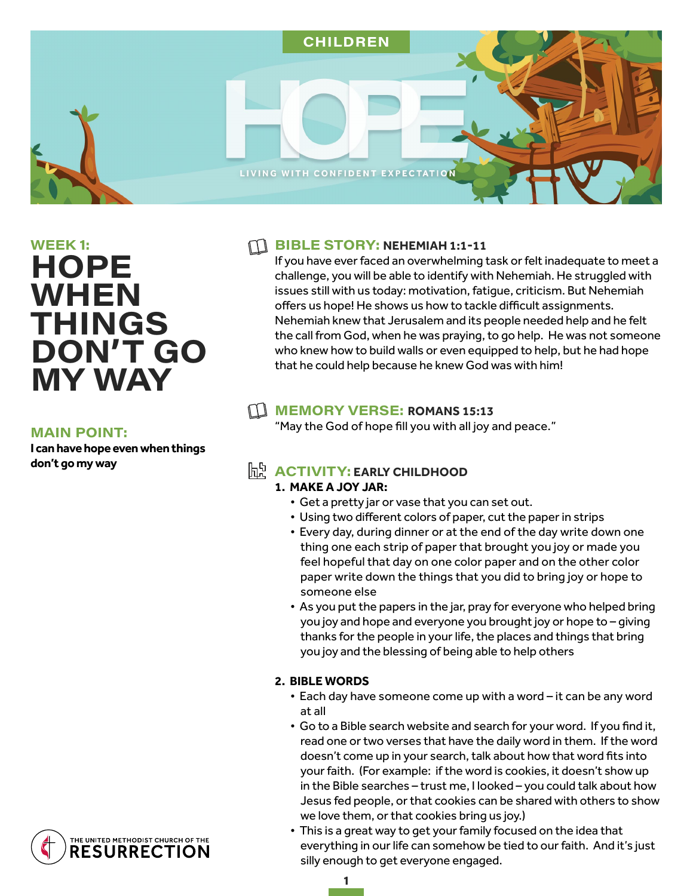CHILDREN

# HOPE

LIVING WITH CONFIDENT EXPECTATION

## WEEK 1: HOPE WHEN THINGS DON'T GO MY WAY

### MAIN POINT:

**I can have hope even when things don't go my way**

### BIBLE STORY: NEHEMIAH 1:1-11

If you have ever faced an overwhelming task or felt inadequate to meet a challenge, you will be able to identify with Nehemiah. He struggled with issues still with us today: motivation, fatigue, criticism. But Nehemiah offers us hope! He shows us how to tackle difficult assignments. Nehemiah knew that Jerusalem and its people needed help and he felt the call from God, when he was praying, to go help. He was not someone who knew how to build walls or even equipped to help, but he had hope that he could help because he knew God was with him!

### MEMORY VERSE: ROMANS 15:13

"May the God of hope fill you with all joy and peace."

### ACTIVITY: EARLY CHILDHOOD

1. **MAKE A JOY JAR:**
   - Get a pretty jar or vase that you can set out.
   - Using two different colors of paper, cut the paper in strips
   - Every day, during dinner or at the end of the day write down one thing one each strip of paper that brought you joy or made you feel hopeful that day on one color paper and on the other color paper write down the things that you did to bring joy or hope to someone else
   - As you put the papers in the jar, pray for everyone who helped bring you joy and hope and everyone you brought joy or hope to – giving thanks for the people in your life, the places and things that bring you joy and the blessing of being able to help others

2. **BIBLE WORDS**
   - Each day have someone come up with a word – it can be any word at all
   - Go to a Bible search website and search for your word. If you find it, read one or two verses that have the daily word in them. If the word doesn't come up in your search, talk about how that word fits into your faith. (For example: if the word is cookies, it doesn't show up in the Bible searches – trust me, I looked – you could talk about how Jesus fed people, or that cookies can be shared with others to show we love them, or that cookies bring us joy.)
   - This is a great way to get your family focused on the idea that everything in our life can somehow be tied to our faith. And it's just silly enough to get everyone engaged.

THE UNITED METHODIST CHURCH OF THE RESURRECTION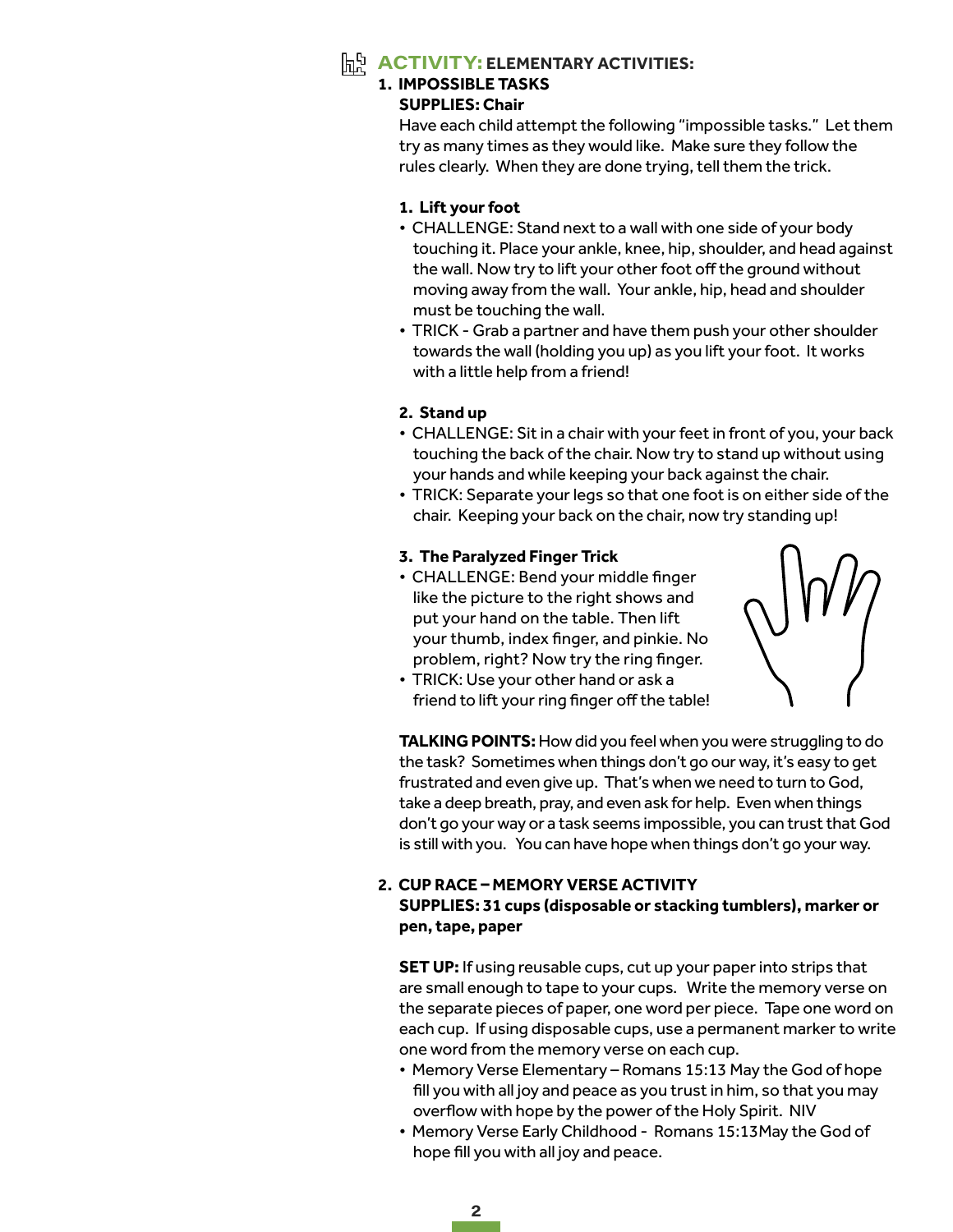## ACTIVITY: ELEMENTARY ACTIVITIES:

1. **IMPOSSIBLE TASKS**

   **SUPPLIES: Chair**

   Have each child attempt the following "impossible tasks." Let them try as many times as they would like. Make sure they follow the rules clearly. When they are done trying, tell them the trick.

   **1. Lift your foot**

   - CHALLENGE: Stand next to a wall with one side of your body touching it. Place your ankle, knee, hip, shoulder, and head against the wall. Now try to lift your other foot off the ground without moving away from the wall. Your ankle, hip, head and shoulder must be touching the wall.
   - TRICK - Grab a partner and have them push your other shoulder towards the wall (holding you up) as you lift your foot. It works with a little help from a friend!

   **2. Stand up**

   - CHALLENGE: Sit in a chair with your feet in front of you, your back touching the back of the chair. Now try to stand up without using your hands and while keeping your back against the chair.
   - TRICK: Separate your legs so that one foot is on either side of the chair. Keeping your back on the chair, now try standing up!

   **3. The Paralyzed Finger Trick**

   - CHALLENGE: Bend your middle finger like the picture to the right shows and put your hand on the table. Then lift your thumb, index finger, and pinkie. No problem, right? Now try the ring finger.
   - TRICK: Use your other hand or ask a friend to lift your ring finger off the table!

   **TALKING POINTS:** How did you feel when you were struggling to do the task? Sometimes when things don't go our way, it's easy to get frustrated and even give up. That's when we need to turn to God, take a deep breath, pray, and even ask for help. Even when things don't go your way or a task seems impossible, you can trust that God is still with you. You can have hope when things don't go your way.

2. **CUP RACE – MEMORY VERSE ACTIVITY**

   **SUPPLIES: 31 cups (disposable or stacking tumblers), marker or pen, tape, paper**

   **SET UP:** If using reusable cups, cut up your paper into strips that are small enough to tape to your cups. Write the memory verse on the separate pieces of paper, one word per piece. Tape one word on each cup. If using disposable cups, use a permanent marker to write one word from the memory verse on each cup.

   - Memory Verse Elementary – Romans 15:13 May the God of hope fill you with all joy and peace as you trust in him, so that you may overflow with hope by the power of the Holy Spirit. NIV
   - Memory Verse Early Childhood - Romans 15:13May the God of hope fill you with all joy and peace.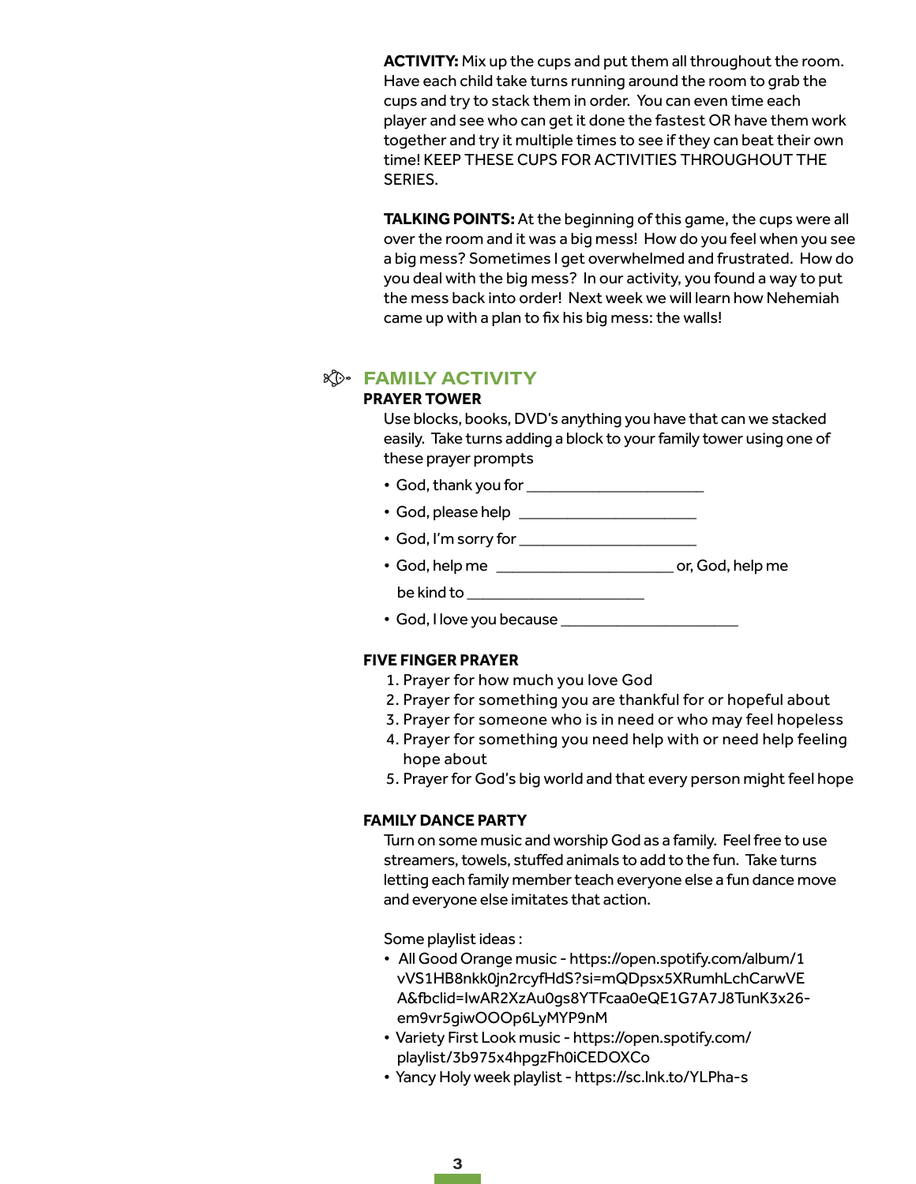**ACTIVITY:** Mix up the cups and put them all throughout the room. Have each child take turns running around the room to grab the cups and try to stack them in order. You can even time each player and see who can get it done the fastest OR have them work together and try it multiple times to see if they can beat their own time! KEEP THESE CUPS FOR ACTIVITIES THROUGHOUT THE SERIES.

**TALKING POINTS:** At the beginning of this game, the cups were all over the room and it was a big mess! How do you feel when you see a big mess? Sometimes I get overwhelmed and frustrated. How do you deal with the big mess? In our activity, you found a way to put the mess back into order! Next week we will learn how Nehemiah came up with a plan to fix his big mess: the walls!

## FAMILY ACTIVITY

### PRAYER TOWER

Use blocks, books, DVD's anything you have that can we stacked easily. Take turns adding a block to your family tower using one of these prayer prompts

- God, thank you for ______________________
- God, please help ______________________
- God, I'm sorry for ______________________
- God, help me ______________________ or, God, help me be kind to ______________________
- God, I love you because ______________________

### FIVE FINGER PRAYER

1. Prayer for how much you love God
2. Prayer for something you are thankful for or hopeful about
3. Prayer for someone who is in need or who may feel hopeless
4. Prayer for something you need help with or need help feeling hope about
5. Prayer for God's big world and that every person might feel hope

### FAMILY DANCE PARTY

Turn on some music and worship God as a family. Feel free to use streamers, towels, stuffed animals to add to the fun. Take turns letting each family member teach everyone else a fun dance move and everyone else imitates that action.

Some playlist ideas :

- All Good Orange music - https://open.spotify.com/album/1vVS1HB8nkk0jn2rcyfHdS?si=mQDpsx5XRumhLchCarwVEA&fbclid=IwAR2XzAu0gs8YTFcaa0eQE1G7A7J8TunK3x26-em9vr5giwOOOp6LyMYP9nM
- Variety First Look music - https://open.spotify.com/playlist/3b975x4hpgzFh0iCEDOXCo
- Yancy Holy week playlist - https://sc.lnk.to/YLPha-s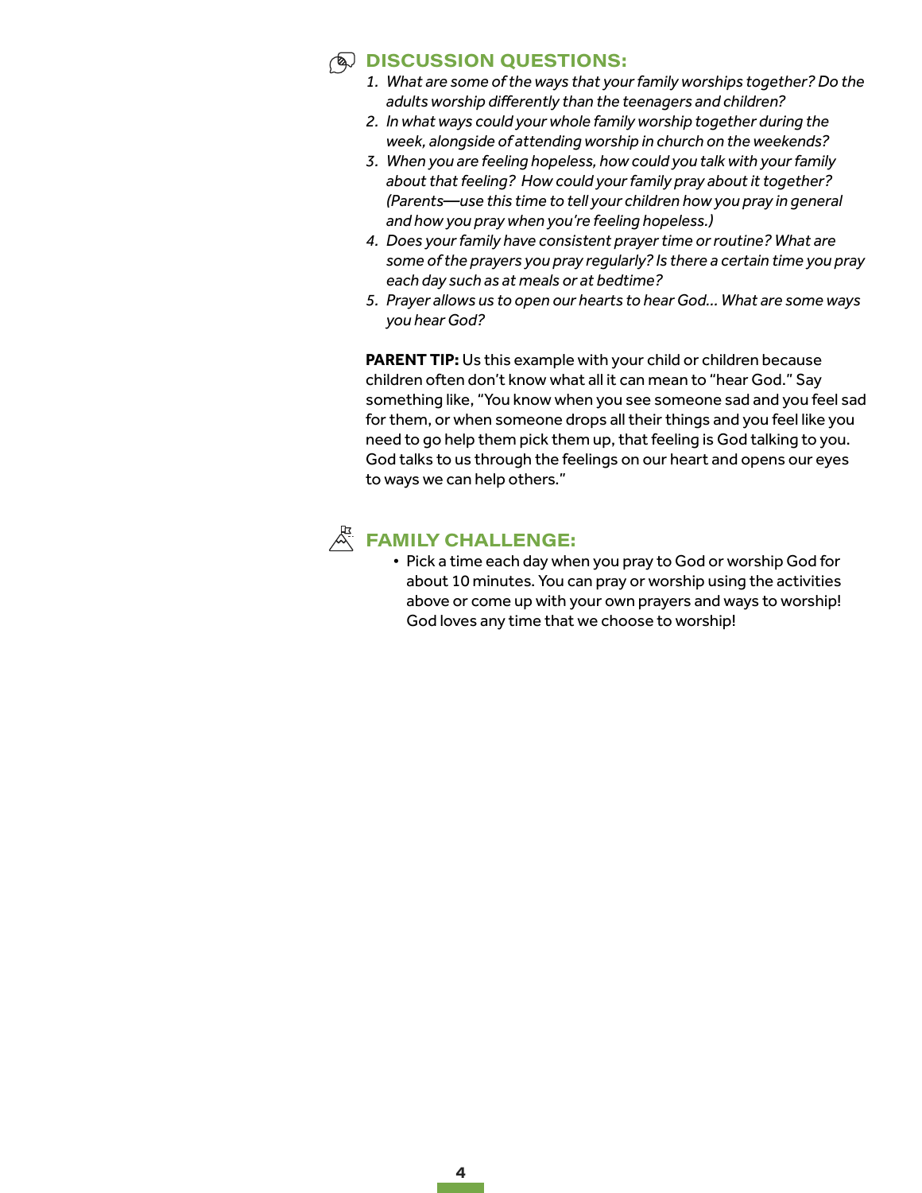## DISCUSSION QUESTIONS:

1. *What are some of the ways that your family worships together? Do the adults worship differently than the teenagers and children?*
2. *In what ways could your whole family worship together during the week, alongside of attending worship in church on the weekends?*
3. *When you are feeling hopeless, how could you talk with your family about that feeling? How could your family pray about it together? (Parents—use this time to tell your children how you pray in general and how you pray when you're feeling hopeless.)*
4. *Does your family have consistent prayer time or routine? What are some of the prayers you pray regularly? Is there a certain time you pray each day such as at meals or at bedtime?*
5. *Prayer allows us to open our hearts to hear God… What are some ways you hear God?*

**PARENT TIP:** Us this example with your child or children because children often don't know what all it can mean to "hear God." Say something like, "You know when you see someone sad and you feel sad for them, or when someone drops all their things and you feel like you need to go help them pick them up, that feeling is God talking to you. God talks to us through the feelings on our heart and opens our eyes to ways we can help others."

## FAMILY CHALLENGE:

- Pick a time each day when you pray to God or worship God for about 10 minutes. You can pray or worship using the activities above or come up with your own prayers and ways to worship! God loves any time that we choose to worship!